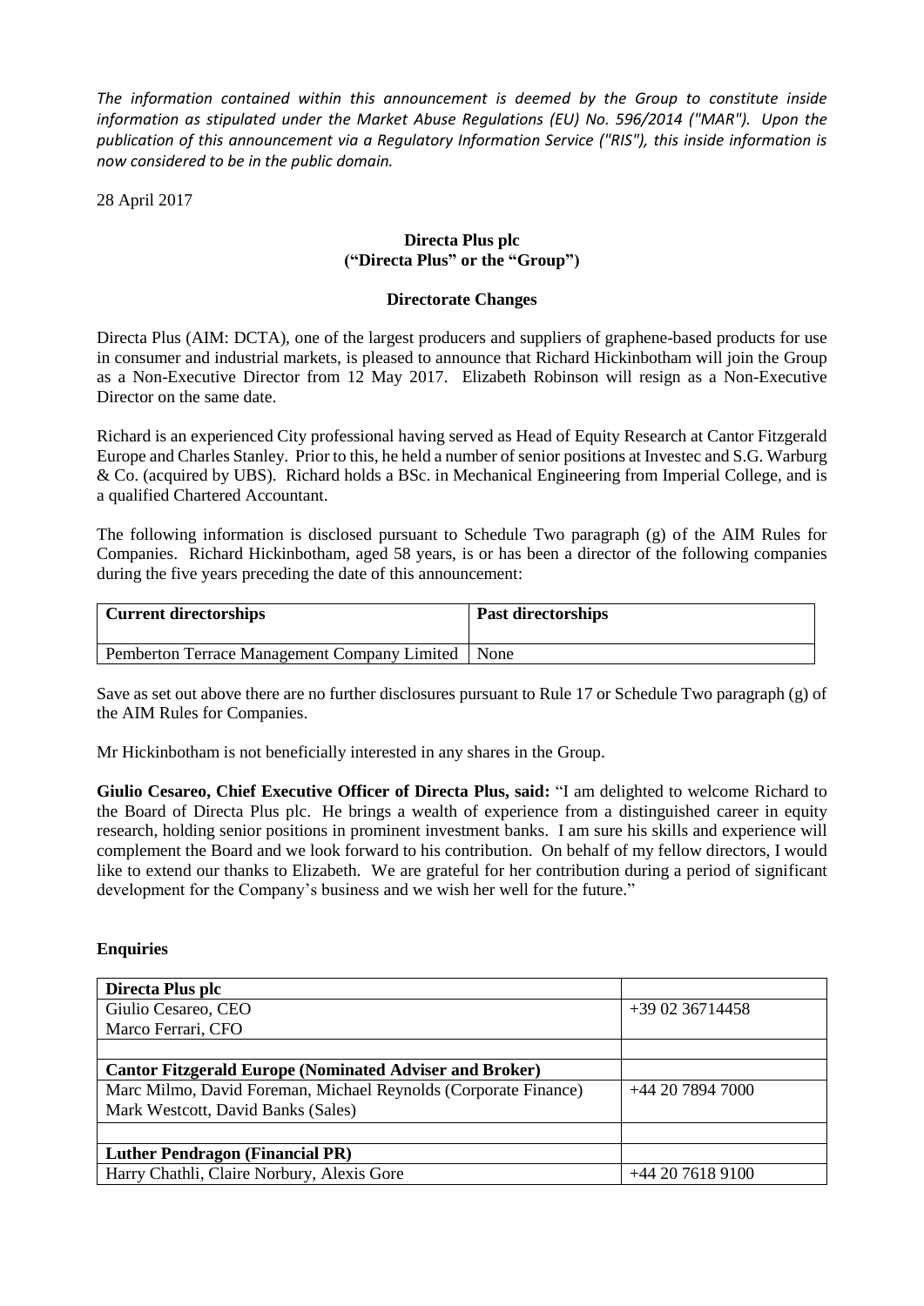*The information contained within this announcement is deemed by the Group to constitute inside information as stipulated under the Market Abuse Regulations (EU) No. 596/2014 ("MAR"). Upon the publication of this announcement via a Regulatory Information Service ("RIS"), this inside information is now considered to be in the public domain.*

28 April 2017

**Directa Plus plc**
**("Directa Plus" or the "Group")**

**Directorate Changes**

Directa Plus (AIM: DCTA), one of the largest producers and suppliers of graphene-based products for use in consumer and industrial markets, is pleased to announce that Richard Hickinbotham will join the Group as a Non-Executive Director from 12 May 2017. Elizabeth Robinson will resign as a Non-Executive Director on the same date.

Richard is an experienced City professional having served as Head of Equity Research at Cantor Fitzgerald Europe and Charles Stanley. Prior to this, he held a number of senior positions at Investec and S.G. Warburg & Co. (acquired by UBS). Richard holds a BSc. in Mechanical Engineering from Imperial College, and is a qualified Chartered Accountant.

The following information is disclosed pursuant to Schedule Two paragraph (g) of the AIM Rules for Companies. Richard Hickinbotham, aged 58 years, is or has been a director of the following companies during the five years preceding the date of this announcement:

| **Current directorships** | **Past directorships** |
|---|---|
| Pemberton Terrace Management Company Limited | None |

Save as set out above there are no further disclosures pursuant to Rule 17 or Schedule Two paragraph (g) of the AIM Rules for Companies.

Mr Hickinbotham is not beneficially interested in any shares in the Group.

**Giulio Cesareo, Chief Executive Officer of Directa Plus, said:** "I am delighted to welcome Richard to the Board of Directa Plus plc. He brings a wealth of experience from a distinguished career in equity research, holding senior positions in prominent investment banks. I am sure his skills and experience will complement the Board and we look forward to his contribution. On behalf of my fellow directors, I would like to extend our thanks to Elizabeth. We are grateful for her contribution during a period of significant development for the Company's business and we wish her well for the future."

**Enquiries**

| **Directa Plus plc** | |
|---|---|
| Giulio Cesareo, CEO<br>Marco Ferrari, CFO | +39 02 36714458 |
| | |
| **Cantor Fitzgerald Europe (Nominated Adviser and Broker)** | |
| Marc Milmo, David Foreman, Michael Reynolds (Corporate Finance)<br>Mark Westcott, David Banks (Sales) | +44 20 7894 7000 |
| | |
| **Luther Pendragon (Financial PR)** | |
| Harry Chathli, Claire Norbury, Alexis Gore | +44 20 7618 9100 |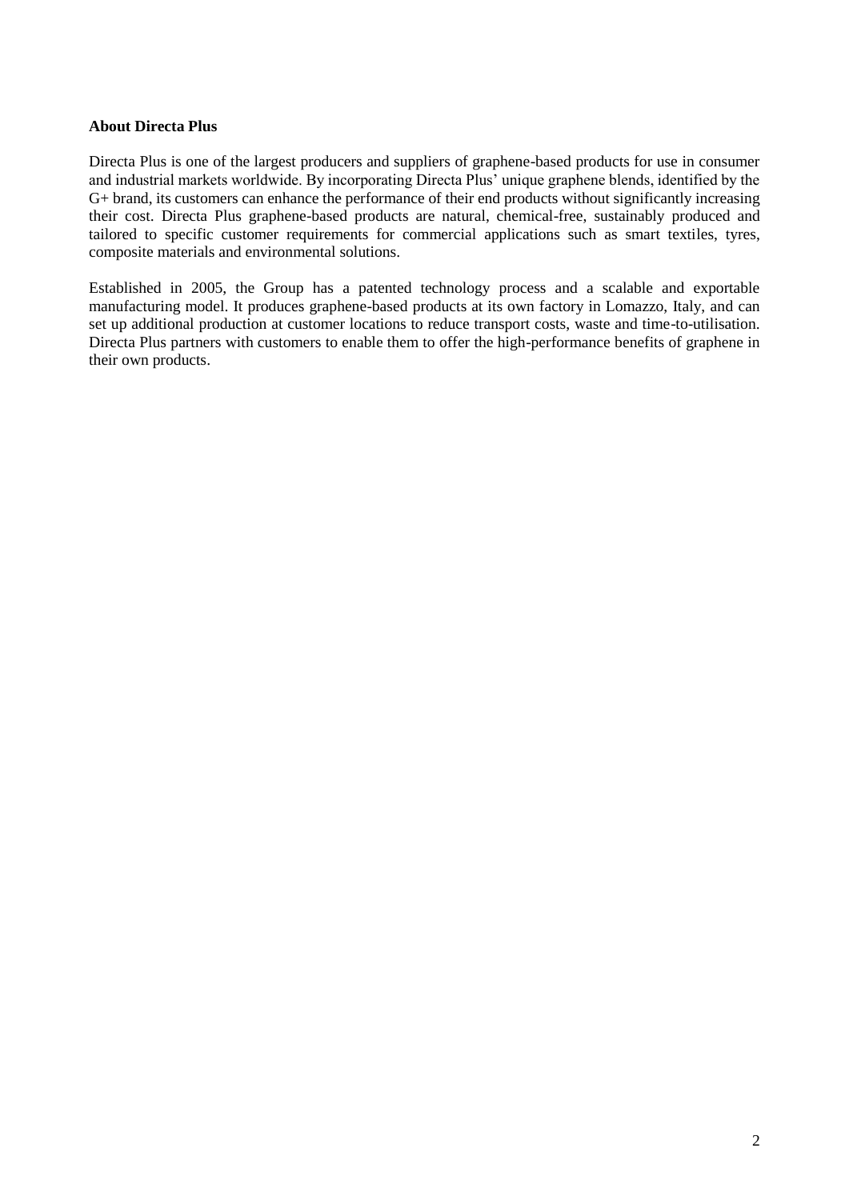**About Directa Plus**

Directa Plus is one of the largest producers and suppliers of graphene-based products for use in consumer and industrial markets worldwide. By incorporating Directa Plus' unique graphene blends, identified by the G+ brand, its customers can enhance the performance of their end products without significantly increasing their cost. Directa Plus graphene-based products are natural, chemical-free, sustainably produced and tailored to specific customer requirements for commercial applications such as smart textiles, tyres, composite materials and environmental solutions.

Established in 2005, the Group has a patented technology process and a scalable and exportable manufacturing model. It produces graphene-based products at its own factory in Lomazzo, Italy, and can set up additional production at customer locations to reduce transport costs, waste and time-to-utilisation. Directa Plus partners with customers to enable them to offer the high-performance benefits of graphene in their own products.